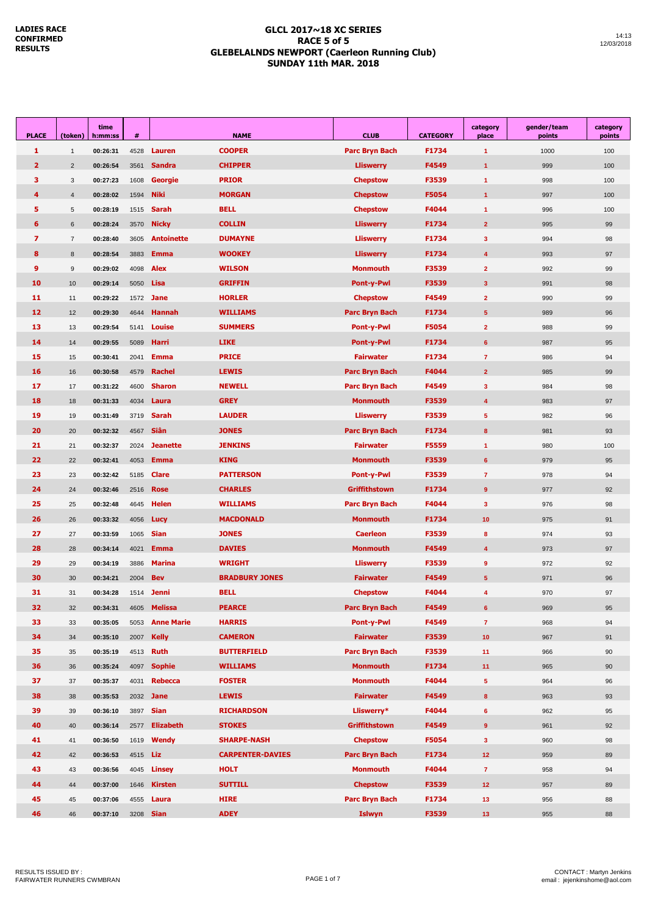**LADIES RACE**
**CONFIRMED**
**RESULTS**

# GLCL 2017~18 XC SERIES
## RACE 5 of 5
## GLEBELALNDS NEWPORT (Caerleon Running Club)
## SUNDAY 11th MAR. 2018

14:13
12/03/2018

| PLACE | (token) | time h:mm:ss | # | | NAME | CLUB | CATEGORY | category place | gender/team points | category points |
|---|---|---|---|---|---|---|---|---|---|---|
| 1 | 1 | 00:26:31 | 4528 | Lauren | COOPER | Parc Bryn Bach | F1734 | 1 | 1000 | 100 |
| 2 | 2 | 00:26:54 | 3561 | Sandra | CHIPPER | Lliswerry | F4549 | 1 | 999 | 100 |
| 3 | 3 | 00:27:23 | 1608 | Georgie | PRIOR | Chepstow | F3539 | 1 | 998 | 100 |
| 4 | 4 | 00:28:02 | 1594 | Niki | MORGAN | Chepstow | F5054 | 1 | 997 | 100 |
| 5 | 5 | 00:28:19 | 1515 | Sarah | BELL | Chepstow | F4044 | 1 | 996 | 100 |
| 6 | 6 | 00:28:24 | 3570 | Nicky | COLLIN | Lliswerry | F1734 | 2 | 995 | 99 |
| 7 | 7 | 00:28:40 | 3605 | Antoinette | DUMAYNE | Lliswerry | F1734 | 3 | 994 | 98 |
| 8 | 8 | 00:28:54 | 3883 | Emma | WOOKEY | Lliswerry | F1734 | 4 | 993 | 97 |
| 9 | 9 | 00:29:02 | 4098 | Alex | WILSON | Monmouth | F3539 | 2 | 992 | 99 |
| 10 | 10 | 00:29:14 | 5050 | Lisa | GRIFFIN | Pont-y-Pwl | F3539 | 3 | 991 | 98 |
| 11 | 11 | 00:29:22 | 1572 | Jane | HORLER | Chepstow | F4549 | 2 | 990 | 99 |
| 12 | 12 | 00:29:30 | 4644 | Hannah | WILLIAMS | Parc Bryn Bach | F1734 | 5 | 989 | 96 |
| 13 | 13 | 00:29:54 | 5141 | Louise | SUMMERS | Pont-y-Pwl | F5054 | 2 | 988 | 99 |
| 14 | 14 | 00:29:55 | 5089 | Harri | LIKE | Pont-y-Pwl | F1734 | 6 | 987 | 95 |
| 15 | 15 | 00:30:41 | 2041 | Emma | PRICE | Fairwater | F1734 | 7 | 986 | 94 |
| 16 | 16 | 00:30:58 | 4579 | Rachel | LEWIS | Parc Bryn Bach | F4044 | 2 | 985 | 99 |
| 17 | 17 | 00:31:22 | 4600 | Sharon | NEWELL | Parc Bryn Bach | F4549 | 3 | 984 | 98 |
| 18 | 18 | 00:31:33 | 4034 | Laura | GREY | Monmouth | F3539 | 4 | 983 | 97 |
| 19 | 19 | 00:31:49 | 3719 | Sarah | LAUDER | Lliswerry | F3539 | 5 | 982 | 96 |
| 20 | 20 | 00:32:32 | 4567 | Siân | JONES | Parc Bryn Bach | F1734 | 8 | 981 | 93 |
| 21 | 21 | 00:32:37 | 2024 | Jeanette | JENKINS | Fairwater | F5559 | 1 | 980 | 100 |
| 22 | 22 | 00:32:41 | 4053 | Emma | KING | Monmouth | F3539 | 6 | 979 | 95 |
| 23 | 23 | 00:32:42 | 5185 | Clare | PATTERSON | Pont-y-Pwl | F3539 | 7 | 978 | 94 |
| 24 | 24 | 00:32:46 | 2516 | Rose | CHARLES | Griffithstown | F1734 | 9 | 977 | 92 |
| 25 | 25 | 00:32:48 | 4645 | Helen | WILLIAMS | Parc Bryn Bach | F4044 | 3 | 976 | 98 |
| 26 | 26 | 00:33:32 | 4056 | Lucy | MACDONALD | Monmouth | F1734 | 10 | 975 | 91 |
| 27 | 27 | 00:33:59 | 1065 | Sian | JONES | Caerleon | F3539 | 8 | 974 | 93 |
| 28 | 28 | 00:34:14 | 4021 | Emma | DAVIES | Monmouth | F4549 | 4 | 973 | 97 |
| 29 | 29 | 00:34:19 | 3886 | Marina | WRIGHT | Lliswerry | F3539 | 9 | 972 | 92 |
| 30 | 30 | 00:34:21 | 2004 | Bev | BRADBURY JONES | Fairwater | F4549 | 5 | 971 | 96 |
| 31 | 31 | 00:34:28 | 1514 | Jenni | BELL | Chepstow | F4044 | 4 | 970 | 97 |
| 32 | 32 | 00:34:31 | 4605 | Melissa | PEARCE | Parc Bryn Bach | F4549 | 6 | 969 | 95 |
| 33 | 33 | 00:35:05 | 5053 | Anne Marie | HARRIS | Pont-y-Pwl | F4549 | 7 | 968 | 94 |
| 34 | 34 | 00:35:10 | 2007 | Kelly | CAMERON | Fairwater | F3539 | 10 | 967 | 91 |
| 35 | 35 | 00:35:19 | 4513 | Ruth | BUTTERFIELD | Parc Bryn Bach | F3539 | 11 | 966 | 90 |
| 36 | 36 | 00:35:24 | 4097 | Sophie | WILLIAMS | Monmouth | F1734 | 11 | 965 | 90 |
| 37 | 37 | 00:35:37 | 4031 | Rebecca | FOSTER | Monmouth | F4044 | 5 | 964 | 96 |
| 38 | 38 | 00:35:53 | 2032 | Jane | LEWIS | Fairwater | F4549 | 8 | 963 | 93 |
| 39 | 39 | 00:36:10 | 3897 | Sian | RICHARDSON | Lliswerry* | F4044 | 6 | 962 | 95 |
| 40 | 40 | 00:36:14 | 2577 | Elizabeth | STOKES | Griffithstown | F4549 | 9 | 961 | 92 |
| 41 | 41 | 00:36:50 | 1619 | Wendy | SHARPE-NASH | Chepstow | F5054 | 3 | 960 | 98 |
| 42 | 42 | 00:36:53 | 4515 | Liz | CARPENTER-DAVIES | Parc Bryn Bach | F1734 | 12 | 959 | 89 |
| 43 | 43 | 00:36:56 | 4045 | Linsey | HOLT | Monmouth | F4044 | 7 | 958 | 94 |
| 44 | 44 | 00:37:00 | 1646 | Kirsten | SUTTILL | Chepstow | F3539 | 12 | 957 | 89 |
| 45 | 45 | 00:37:06 | 4555 | Laura | HIRE | Parc Bryn Bach | F1734 | 13 | 956 | 88 |
| 46 | 46 | 00:37:10 | 3208 | Sian | ADEY | Islwyn | F3539 | 13 | 955 | 88 |

RESULTS ISSUED BY :
FAIRWATER RUNNERS CWMBRAN

CONTACT : Martyn Jenkins
email : jejenkinshome@aol.com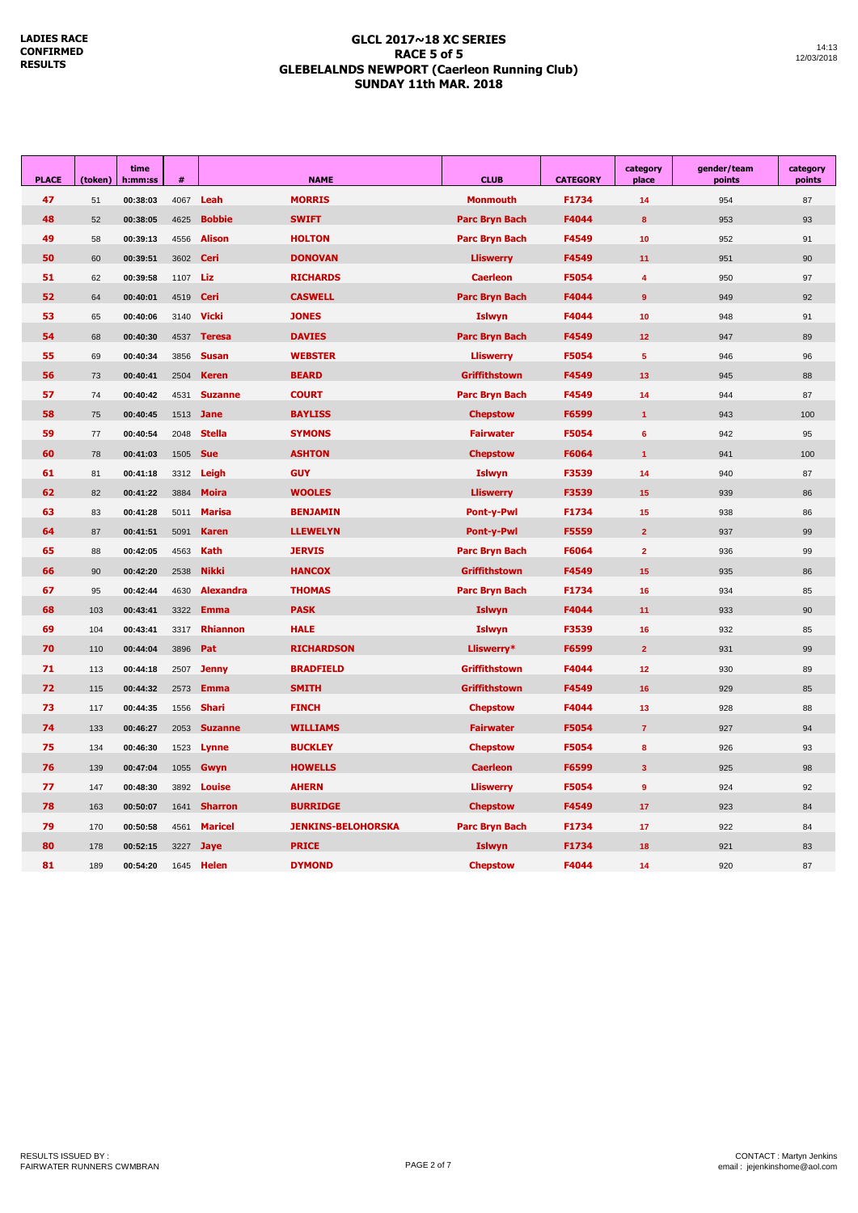**LADIES RACE CONFIRMED RESULTS**

# GLCL 2017~18 XC SERIES
## RACE 5 of 5
## GLEBELALNDS NEWPORT (Caerleon Running Club)
## SUNDAY 11th MAR. 2018

14:13
12/03/2018

| PLACE | (token) | time h:mm:ss | # | | NAME | CLUB | CATEGORY | category place | gender/team points | category points |
|---|---|---|---|---|---|---|---|---|---|---|
| 47 | 51 | 00:38:03 | 4067 | Leah | MORRIS | Monmouth | F1734 | 14 | 954 | 87 |
| 48 | 52 | 00:38:05 | 4625 | Bobbie | SWIFT | Parc Bryn Bach | F4044 | 8 | 953 | 93 |
| 49 | 58 | 00:39:13 | 4556 | Alison | HOLTON | Parc Bryn Bach | F4549 | 10 | 952 | 91 |
| 50 | 60 | 00:39:51 | 3602 | Ceri | DONOVAN | Lliswerry | F4549 | 11 | 951 | 90 |
| 51 | 62 | 00:39:58 | 1107 | Liz | RICHARDS | Caerleon | F5054 | 4 | 950 | 97 |
| 52 | 64 | 00:40:01 | 4519 | Ceri | CASWELL | Parc Bryn Bach | F4044 | 9 | 949 | 92 |
| 53 | 65 | 00:40:06 | 3140 | Vicki | JONES | Islwyn | F4044 | 10 | 948 | 91 |
| 54 | 68 | 00:40:30 | 4537 | Teresa | DAVIES | Parc Bryn Bach | F4549 | 12 | 947 | 89 |
| 55 | 69 | 00:40:34 | 3856 | Susan | WEBSTER | Lliswerry | F5054 | 5 | 946 | 96 |
| 56 | 73 | 00:40:41 | 2504 | Keren | BEARD | Griffithstown | F4549 | 13 | 945 | 88 |
| 57 | 74 | 00:40:42 | 4531 | Suzanne | COURT | Parc Bryn Bach | F4549 | 14 | 944 | 87 |
| 58 | 75 | 00:40:45 | 1513 | Jane | BAYLISS | Chepstow | F6599 | 1 | 943 | 100 |
| 59 | 77 | 00:40:54 | 2048 | Stella | SYMONS | Fairwater | F5054 | 6 | 942 | 95 |
| 60 | 78 | 00:41:03 | 1505 | Sue | ASHTON | Chepstow | F6064 | 1 | 941 | 100 |
| 61 | 81 | 00:41:18 | 3312 | Leigh | GUY | Islwyn | F3539 | 14 | 940 | 87 |
| 62 | 82 | 00:41:22 | 3884 | Moira | WOOLES | Lliswerry | F3539 | 15 | 939 | 86 |
| 63 | 83 | 00:41:28 | 5011 | Marisa | BENJAMIN | Pont-y-Pwl | F1734 | 15 | 938 | 86 |
| 64 | 87 | 00:41:51 | 5091 | Karen | LLEWELYN | Pont-y-Pwl | F5559 | 2 | 937 | 99 |
| 65 | 88 | 00:42:05 | 4563 | Kath | JERVIS | Parc Bryn Bach | F6064 | 2 | 936 | 99 |
| 66 | 90 | 00:42:20 | 2538 | Nikki | HANCOX | Griffithstown | F4549 | 15 | 935 | 86 |
| 67 | 95 | 00:42:44 | 4630 | Alexandra | THOMAS | Parc Bryn Bach | F1734 | 16 | 934 | 85 |
| 68 | 103 | 00:43:41 | 3322 | Emma | PASK | Islwyn | F4044 | 11 | 933 | 90 |
| 69 | 104 | 00:43:41 | 3317 | Rhiannon | HALE | Islwyn | F3539 | 16 | 932 | 85 |
| 70 | 110 | 00:44:04 | 3896 | Pat | RICHARDSON | Lliswerry* | F6599 | 2 | 931 | 99 |
| 71 | 113 | 00:44:18 | 2507 | Jenny | BRADFIELD | Griffithstown | F4044 | 12 | 930 | 89 |
| 72 | 115 | 00:44:32 | 2573 | Emma | SMITH | Griffithstown | F4549 | 16 | 929 | 85 |
| 73 | 117 | 00:44:35 | 1556 | Shari | FINCH | Chepstow | F4044 | 13 | 928 | 88 |
| 74 | 133 | 00:46:27 | 2053 | Suzanne | WILLIAMS | Fairwater | F5054 | 7 | 927 | 94 |
| 75 | 134 | 00:46:30 | 1523 | Lynne | BUCKLEY | Chepstow | F5054 | 8 | 926 | 93 |
| 76 | 139 | 00:47:04 | 1055 | Gwyn | HOWELLS | Caerleon | F6599 | 3 | 925 | 98 |
| 77 | 147 | 00:48:30 | 3892 | Louise | AHERN | Lliswerry | F5054 | 9 | 924 | 92 |
| 78 | 163 | 00:50:07 | 1641 | Sharron | BURRIDGE | Chepstow | F4549 | 17 | 923 | 84 |
| 79 | 170 | 00:50:58 | 4561 | Maricel | JENKINS-BELOHORSKA | Parc Bryn Bach | F1734 | 17 | 922 | 84 |
| 80 | 178 | 00:52:15 | 3227 | Jaye | PRICE | Islwyn | F1734 | 18 | 921 | 83 |
| 81 | 189 | 00:54:20 | 1645 | Helen | DYMOND | Chepstow | F4044 | 14 | 920 | 87 |

RESULTS ISSUED BY :
FAIRWATER RUNNERS CWMBRAN

CONTACT : Martyn Jenkins
email : jejenkinshome@aol.com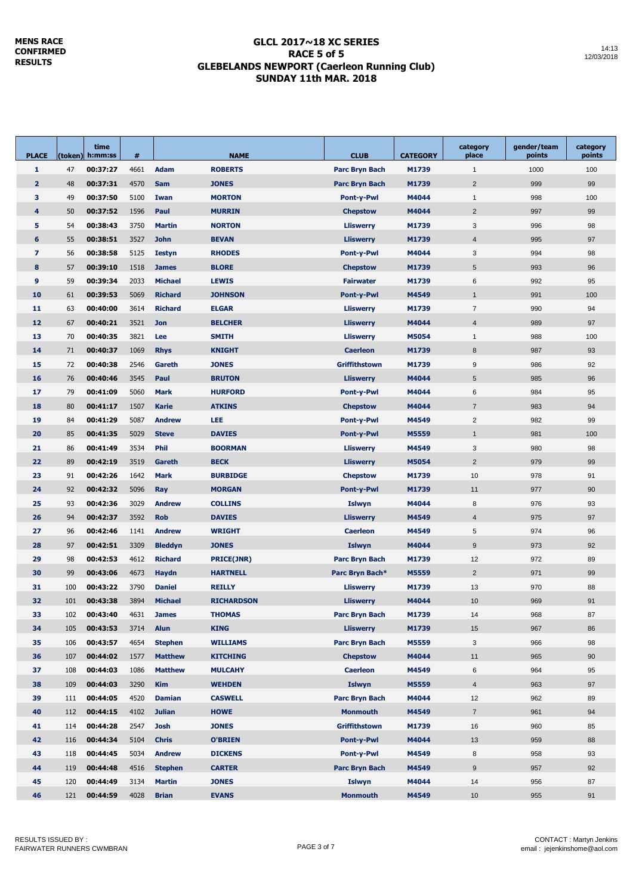**MENS RACE CONFIRMED RESULTS**

# GLCL 2017~18 XC SERIES
## RACE 5 of 5
## GLEBELANDS NEWPORT (Caerleon Running Club)
## SUNDAY 11th MAR. 2018

14:13
12/03/2018

| PLACE | (token) | time h:mm:ss | # | NAME | | CLUB | CATEGORY | category place | gender/team points | category points |
|---|---|---|---|---|---|---|---|---|---|---|
| 1 | 47 | 00:37:27 | 4661 | Adam | ROBERTS | Parc Bryn Bach | M1739 | 1 | 1000 | 100 |
| 2 | 48 | 00:37:31 | 4570 | Sam | JONES | Parc Bryn Bach | M1739 | 2 | 999 | 99 |
| 3 | 49 | 00:37:50 | 5100 | Iwan | MORTON | Pont-y-Pwl | M4044 | 1 | 998 | 100 |
| 4 | 50 | 00:37:52 | 1596 | Paul | MURRIN | Chepstow | M4044 | 2 | 997 | 99 |
| 5 | 54 | 00:38:43 | 3750 | Martin | NORTON | Lliswerry | M1739 | 3 | 996 | 98 |
| 6 | 55 | 00:38:51 | 3527 | John | BEVAN | Lliswerry | M1739 | 4 | 995 | 97 |
| 7 | 56 | 00:38:58 | 5125 | Iestyn | RHODES | Pont-y-Pwl | M4044 | 3 | 994 | 98 |
| 8 | 57 | 00:39:10 | 1518 | James | BLORE | Chepstow | M1739 | 5 | 993 | 96 |
| 9 | 59 | 00:39:34 | 2033 | Michael | LEWIS | Fairwater | M1739 | 6 | 992 | 95 |
| 10 | 61 | 00:39:53 | 5069 | Richard | JOHNSON | Pont-y-Pwl | M4549 | 1 | 991 | 100 |
| 11 | 63 | 00:40:00 | 3614 | Richard | ELGAR | Lliswerry | M1739 | 7 | 990 | 94 |
| 12 | 67 | 00:40:21 | 3521 | Jon | BELCHER | Lliswerry | M4044 | 4 | 989 | 97 |
| 13 | 70 | 00:40:35 | 3821 | Lee | SMITH | Lliswerry | M5054 | 1 | 988 | 100 |
| 14 | 71 | 00:40:37 | 1069 | Rhys | KNIGHT | Caerleon | M1739 | 8 | 987 | 93 |
| 15 | 72 | 00:40:38 | 2546 | Gareth | JONES | Griffithstown | M1739 | 9 | 986 | 92 |
| 16 | 76 | 00:40:46 | 3545 | Paul | BRUTON | Lliswerry | M4044 | 5 | 985 | 96 |
| 17 | 79 | 00:41:09 | 5060 | Mark | HURFORD | Pont-y-Pwl | M4044 | 6 | 984 | 95 |
| 18 | 80 | 00:41:17 | 1507 | Karie | ATKINS | Chepstow | M4044 | 7 | 983 | 94 |
| 19 | 84 | 00:41:29 | 5087 | Andrew | LEE | Pont-y-Pwl | M4549 | 2 | 982 | 99 |
| 20 | 85 | 00:41:35 | 5029 | Steve | DAVIES | Pont-y-Pwl | M5559 | 1 | 981 | 100 |
| 21 | 86 | 00:41:49 | 3534 | Phil | BOORMAN | Lliswerry | M4549 | 3 | 980 | 98 |
| 22 | 89 | 00:42:19 | 3519 | Gareth | BECK | Lliswerry | M5054 | 2 | 979 | 99 |
| 23 | 91 | 00:42:26 | 1642 | Mark | BURBIDGE | Chepstow | M1739 | 10 | 978 | 91 |
| 24 | 92 | 00:42:32 | 5096 | Ray | MORGAN | Pont-y-Pwl | M1739 | 11 | 977 | 90 |
| 25 | 93 | 00:42:36 | 3029 | Andrew | COLLINS | Islwyn | M4044 | 8 | 976 | 93 |
| 26 | 94 | 00:42:37 | 3592 | Rob | DAVIES | Lliswerry | M4549 | 4 | 975 | 97 |
| 27 | 96 | 00:42:46 | 1141 | Andrew | WRIGHT | Caerleon | M4549 | 5 | 974 | 96 |
| 28 | 97 | 00:42:51 | 3309 | Bleddyn | JONES | Islwyn | M4044 | 9 | 973 | 92 |
| 29 | 98 | 00:42:53 | 4612 | Richard | PRICE(JNR) | Parc Bryn Bach | M1739 | 12 | 972 | 89 |
| 30 | 99 | 00:43:06 | 4673 | Haydn | HARTNELL | Parc Bryn Bach* | M5559 | 2 | 971 | 99 |
| 31 | 100 | 00:43:22 | 3790 | Daniel | REILLY | Lliswerry | M1739 | 13 | 970 | 88 |
| 32 | 101 | 00:43:38 | 3894 | Michael | RICHARDSON | Lliswerry | M4044 | 10 | 969 | 91 |
| 33 | 102 | 00:43:40 | 4631 | James | THOMAS | Parc Bryn Bach | M1739 | 14 | 968 | 87 |
| 34 | 105 | 00:43:53 | 3714 | Alun | KING | Lliswerry | M1739 | 15 | 967 | 86 |
| 35 | 106 | 00:43:57 | 4654 | Stephen | WILLIAMS | Parc Bryn Bach | M5559 | 3 | 966 | 98 |
| 36 | 107 | 00:44:02 | 1577 | Matthew | KITCHING | Chepstow | M4044 | 11 | 965 | 90 |
| 37 | 108 | 00:44:03 | 1086 | Matthew | MULCAHY | Caerleon | M4549 | 6 | 964 | 95 |
| 38 | 109 | 00:44:03 | 3290 | Kim | WEHDEN | Islwyn | M5559 | 4 | 963 | 97 |
| 39 | 111 | 00:44:05 | 4520 | Damian | CASWELL | Parc Bryn Bach | M4044 | 12 | 962 | 89 |
| 40 | 112 | 00:44:15 | 4102 | Julian | HOWE | Monmouth | M4549 | 7 | 961 | 94 |
| 41 | 114 | 00:44:28 | 2547 | Josh | JONES | Griffithstown | M1739 | 16 | 960 | 85 |
| 42 | 116 | 00:44:34 | 5104 | Chris | O'BRIEN | Pont-y-Pwl | M4044 | 13 | 959 | 88 |
| 43 | 118 | 00:44:45 | 5034 | Andrew | DICKENS | Pont-y-Pwl | M4549 | 8 | 958 | 93 |
| 44 | 119 | 00:44:48 | 4516 | Stephen | CARTER | Parc Bryn Bach | M4549 | 9 | 957 | 92 |
| 45 | 120 | 00:44:49 | 3134 | Martin | JONES | Islwyn | M4044 | 14 | 956 | 87 |
| 46 | 121 | 00:44:59 | 4028 | Brian | EVANS | Monmouth | M4549 | 10 | 955 | 91 |

RESULTS ISSUED BY :
FAIRWATER RUNNERS CWMBRAN

CONTACT : Martyn Jenkins
email : jejenkinshome@aol.com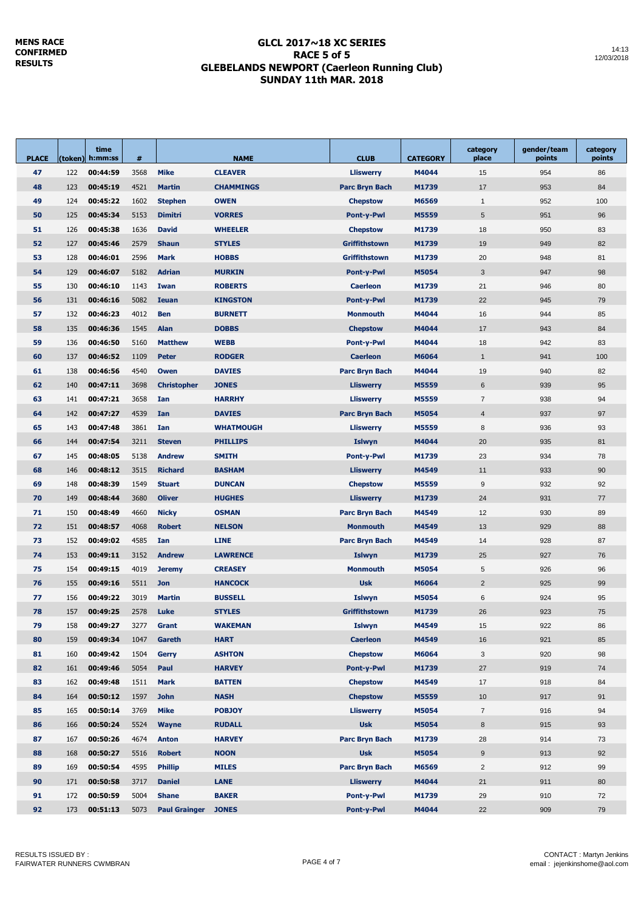**MENS RACE CONFIRMED RESULTS**

# GLCL 2017~18 XC SERIES
## RACE 5 of 5
## GLEBELANDS NEWPORT (Caerleon Running Club)
## SUNDAY 11th MAR. 2018

14:13
12/03/2018

| PLACE | (token) | time h:mm:ss | # | | NAME | CLUB | CATEGORY | category place | gender/team points | category points |
|---|---|---|---|---|---|---|---|---|---|---|
| 47 | 122 | 00:44:59 | 3568 | Mike | CLEAVER | Lliswerry | M4044 | 15 | 954 | 86 |
| 48 | 123 | 00:45:19 | 4521 | Martin | CHAMMINGS | Parc Bryn Bach | M1739 | 17 | 953 | 84 |
| 49 | 124 | 00:45:22 | 1602 | Stephen | OWEN | Chepstow | M6569 | 1 | 952 | 100 |
| 50 | 125 | 00:45:34 | 5153 | Dimitri | VORRES | Pont-y-Pwl | M5559 | 5 | 951 | 96 |
| 51 | 126 | 00:45:38 | 1636 | David | WHEELER | Chepstow | M1739 | 18 | 950 | 83 |
| 52 | 127 | 00:45:46 | 2579 | Shaun | STYLES | Griffithstown | M1739 | 19 | 949 | 82 |
| 53 | 128 | 00:46:01 | 2596 | Mark | HOBBS | Griffithstown | M1739 | 20 | 948 | 81 |
| 54 | 129 | 00:46:07 | 5182 | Adrian | MURKIN | Pont-y-Pwl | M5054 | 3 | 947 | 98 |
| 55 | 130 | 00:46:10 | 1143 | Iwan | ROBERTS | Caerleon | M1739 | 21 | 946 | 80 |
| 56 | 131 | 00:46:16 | 5082 | Ieuan | KINGSTON | Pont-y-Pwl | M1739 | 22 | 945 | 79 |
| 57 | 132 | 00:46:23 | 4012 | Ben | BURNETT | Monmouth | M4044 | 16 | 944 | 85 |
| 58 | 135 | 00:46:36 | 1545 | Alan | DOBBS | Chepstow | M4044 | 17 | 943 | 84 |
| 59 | 136 | 00:46:50 | 5160 | Matthew | WEBB | Pont-y-Pwl | M4044 | 18 | 942 | 83 |
| 60 | 137 | 00:46:52 | 1109 | Peter | RODGER | Caerleon | M6064 | 1 | 941 | 100 |
| 61 | 138 | 00:46:56 | 4540 | Owen | DAVIES | Parc Bryn Bach | M4044 | 19 | 940 | 82 |
| 62 | 140 | 00:47:11 | 3698 | Christopher | JONES | Lliswerry | M5559 | 6 | 939 | 95 |
| 63 | 141 | 00:47:21 | 3658 | Ian | HARRHY | Lliswerry | M5559 | 7 | 938 | 94 |
| 64 | 142 | 00:47:27 | 4539 | Ian | DAVIES | Parc Bryn Bach | M5054 | 4 | 937 | 97 |
| 65 | 143 | 00:47:48 | 3861 | Ian | WHATMOUGH | Lliswerry | M5559 | 8 | 936 | 93 |
| 66 | 144 | 00:47:54 | 3211 | Steven | PHILLIPS | Islwyn | M4044 | 20 | 935 | 81 |
| 67 | 145 | 00:48:05 | 5138 | Andrew | SMITH | Pont-y-Pwl | M1739 | 23 | 934 | 78 |
| 68 | 146 | 00:48:12 | 3515 | Richard | BASHAM | Lliswerry | M4549 | 11 | 933 | 90 |
| 69 | 148 | 00:48:39 | 1549 | Stuart | DUNCAN | Chepstow | M5559 | 9 | 932 | 92 |
| 70 | 149 | 00:48:44 | 3680 | Oliver | HUGHES | Lliswerry | M1739 | 24 | 931 | 77 |
| 71 | 150 | 00:48:49 | 4660 | Nicky | OSMAN | Parc Bryn Bach | M4549 | 12 | 930 | 89 |
| 72 | 151 | 00:48:57 | 4068 | Robert | NELSON | Monmouth | M4549 | 13 | 929 | 88 |
| 73 | 152 | 00:49:02 | 4585 | Ian | LINE | Parc Bryn Bach | M4549 | 14 | 928 | 87 |
| 74 | 153 | 00:49:11 | 3152 | Andrew | LAWRENCE | Islwyn | M1739 | 25 | 927 | 76 |
| 75 | 154 | 00:49:15 | 4019 | Jeremy | CREASEY | Monmouth | M5054 | 5 | 926 | 96 |
| 76 | 155 | 00:49:16 | 5511 | Jon | HANCOCK | Usk | M6064 | 2 | 925 | 99 |
| 77 | 156 | 00:49:22 | 3019 | Martin | BUSSELL | Islwyn | M5054 | 6 | 924 | 95 |
| 78 | 157 | 00:49:25 | 2578 | Luke | STYLES | Griffithstown | M1739 | 26 | 923 | 75 |
| 79 | 158 | 00:49:27 | 3277 | Grant | WAKEMAN | Islwyn | M4549 | 15 | 922 | 86 |
| 80 | 159 | 00:49:34 | 1047 | Gareth | HART | Caerleon | M4549 | 16 | 921 | 85 |
| 81 | 160 | 00:49:42 | 1504 | Gerry | ASHTON | Chepstow | M6064 | 3 | 920 | 98 |
| 82 | 161 | 00:49:46 | 5054 | Paul | HARVEY | Pont-y-Pwl | M1739 | 27 | 919 | 74 |
| 83 | 162 | 00:49:48 | 1511 | Mark | BATTEN | Chepstow | M4549 | 17 | 918 | 84 |
| 84 | 164 | 00:50:12 | 1597 | John | NASH | Chepstow | M5559 | 10 | 917 | 91 |
| 85 | 165 | 00:50:14 | 3769 | Mike | POBJOY | Lliswerry | M5054 | 7 | 916 | 94 |
| 86 | 166 | 00:50:24 | 5524 | Wayne | RUDALL | Usk | M5054 | 8 | 915 | 93 |
| 87 | 167 | 00:50:26 | 4674 | Anton | HARVEY | Parc Bryn Bach | M1739 | 28 | 914 | 73 |
| 88 | 168 | 00:50:27 | 5516 | Robert | NOON | Usk | M5054 | 9 | 913 | 92 |
| 89 | 169 | 00:50:54 | 4595 | Phillip | MILES | Parc Bryn Bach | M6569 | 2 | 912 | 99 |
| 90 | 171 | 00:50:58 | 3717 | Daniel | LANE | Lliswerry | M4044 | 21 | 911 | 80 |
| 91 | 172 | 00:50:59 | 5004 | Shane | BAKER | Pont-y-Pwl | M1739 | 29 | 910 | 72 |
| 92 | 173 | 00:51:13 | 5073 | Paul Grainger | JONES | Pont-y-Pwl | M4044 | 22 | 909 | 79 |

RESULTS ISSUED BY :
FAIRWATER RUNNERS CWMBRAN

CONTACT : Martyn Jenkins
email : jejenkinshome@aol.com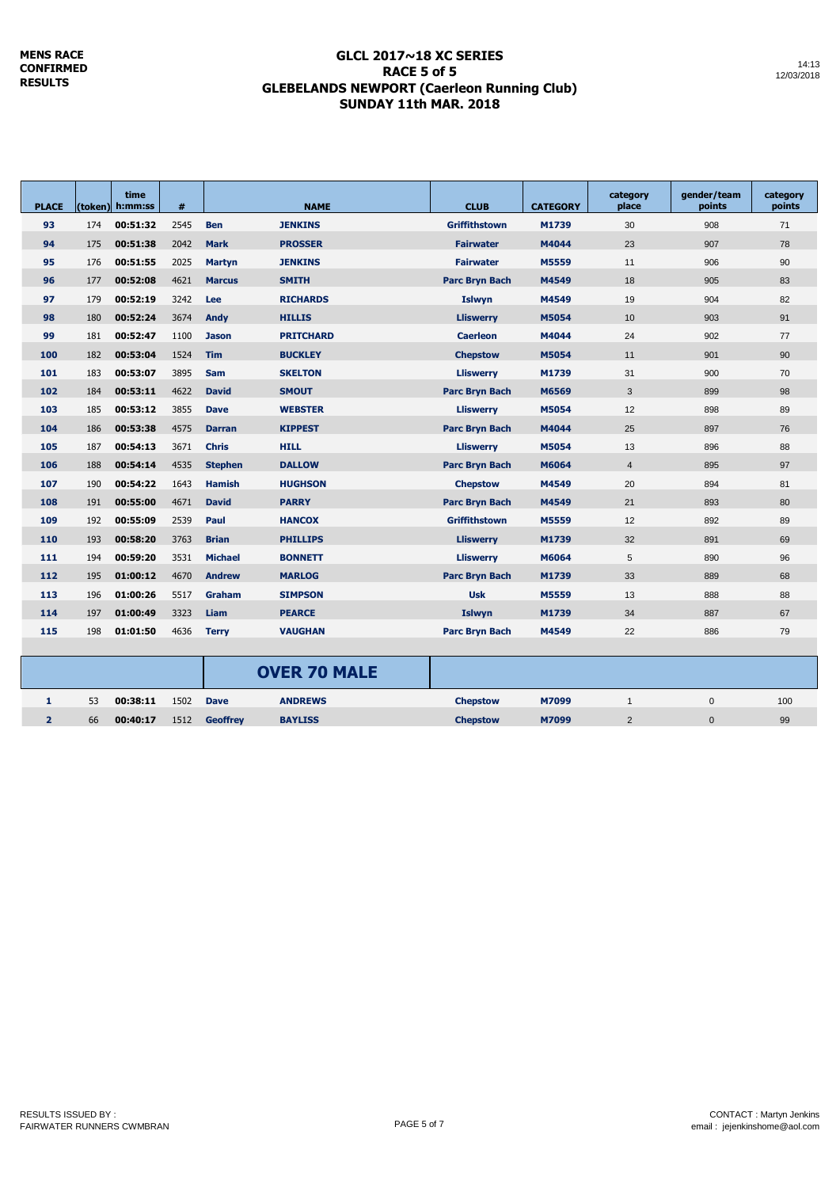**MENS RACE CONFIRMED RESULTS**

## GLCL 2017~18 XC SERIES
## RACE 5 of 5
## GLEBELANDS NEWPORT (Caerleon Running Club)
## SUNDAY 11th MAR. 2018

14:13
12/03/2018

| PLACE | (token) | time h:mm:ss | # | NAME | | CLUB | CATEGORY | category place | gender/team points | category points |
|---|---|---|---|---|---|---|---|---|---|---|
| 93 | 174 | 00:51:32 | 2545 | Ben | JENKINS | Griffithstown | M1739 | 30 | 908 | 71 |
| 94 | 175 | 00:51:38 | 2042 | Mark | PROSSER | Fairwater | M4044 | 23 | 907 | 78 |
| 95 | 176 | 00:51:55 | 2025 | Martyn | JENKINS | Fairwater | M5559 | 11 | 906 | 90 |
| 96 | 177 | 00:52:08 | 4621 | Marcus | SMITH | Parc Bryn Bach | M4549 | 18 | 905 | 83 |
| 97 | 179 | 00:52:19 | 3242 | Lee | RICHARDS | Islwyn | M4549 | 19 | 904 | 82 |
| 98 | 180 | 00:52:24 | 3674 | Andy | HILLIS | Lliswerry | M5054 | 10 | 903 | 91 |
| 99 | 181 | 00:52:47 | 1100 | Jason | PRITCHARD | Caerleon | M4044 | 24 | 902 | 77 |
| 100 | 182 | 00:53:04 | 1524 | Tim | BUCKLEY | Chepstow | M5054 | 11 | 901 | 90 |
| 101 | 183 | 00:53:07 | 3895 | Sam | SKELTON | Lliswerry | M1739 | 31 | 900 | 70 |
| 102 | 184 | 00:53:11 | 4622 | David | SMOUT | Parc Bryn Bach | M6569 | 3 | 899 | 98 |
| 103 | 185 | 00:53:12 | 3855 | Dave | WEBSTER | Lliswerry | M5054 | 12 | 898 | 89 |
| 104 | 186 | 00:53:38 | 4575 | Darran | KIPPEST | Parc Bryn Bach | M4044 | 25 | 897 | 76 |
| 105 | 187 | 00:54:13 | 3671 | Chris | HILL | Lliswerry | M5054 | 13 | 896 | 88 |
| 106 | 188 | 00:54:14 | 4535 | Stephen | DALLOW | Parc Bryn Bach | M6064 | 4 | 895 | 97 |
| 107 | 190 | 00:54:22 | 1643 | Hamish | HUGHSON | Chepstow | M4549 | 20 | 894 | 81 |
| 108 | 191 | 00:55:00 | 4671 | David | PARRY | Parc Bryn Bach | M4549 | 21 | 893 | 80 |
| 109 | 192 | 00:55:09 | 2539 | Paul | HANCOX | Griffithstown | M5559 | 12 | 892 | 89 |
| 110 | 193 | 00:58:20 | 3763 | Brian | PHILLIPS | Lliswerry | M1739 | 32 | 891 | 69 |
| 111 | 194 | 00:59:20 | 3531 | Michael | BONNETT | Lliswerry | M6064 | 5 | 890 | 96 |
| 112 | 195 | 01:00:12 | 4670 | Andrew | MARLOG | Parc Bryn Bach | M1739 | 33 | 889 | 68 |
| 113 | 196 | 01:00:26 | 5517 | Graham | SIMPSON | Usk | M5559 | 13 | 888 | 88 |
| 114 | 197 | 01:00:49 | 3323 | Liam | PEARCE | Islwyn | M1739 | 34 | 887 | 67 |
| 115 | 198 | 01:01:50 | 4636 | Terry | VAUGHAN | Parc Bryn Bach | M4549 | 22 | 886 | 79 |
| | | | | **OVER 70 MALE** | | | | | | |
| 1 | 53 | 00:38:11 | 1502 | Dave | ANDREWS | Chepstow | M7099 | 1 | 0 | 100 |
| 2 | 66 | 00:40:17 | 1512 | Geoffrey | BAYLISS | Chepstow | M7099 | 2 | 0 | 99 |

RESULTS ISSUED BY :
FAIRWATER RUNNERS CWMBRAN

CONTACT : Martyn Jenkins
email : jejenkinshome@aol.com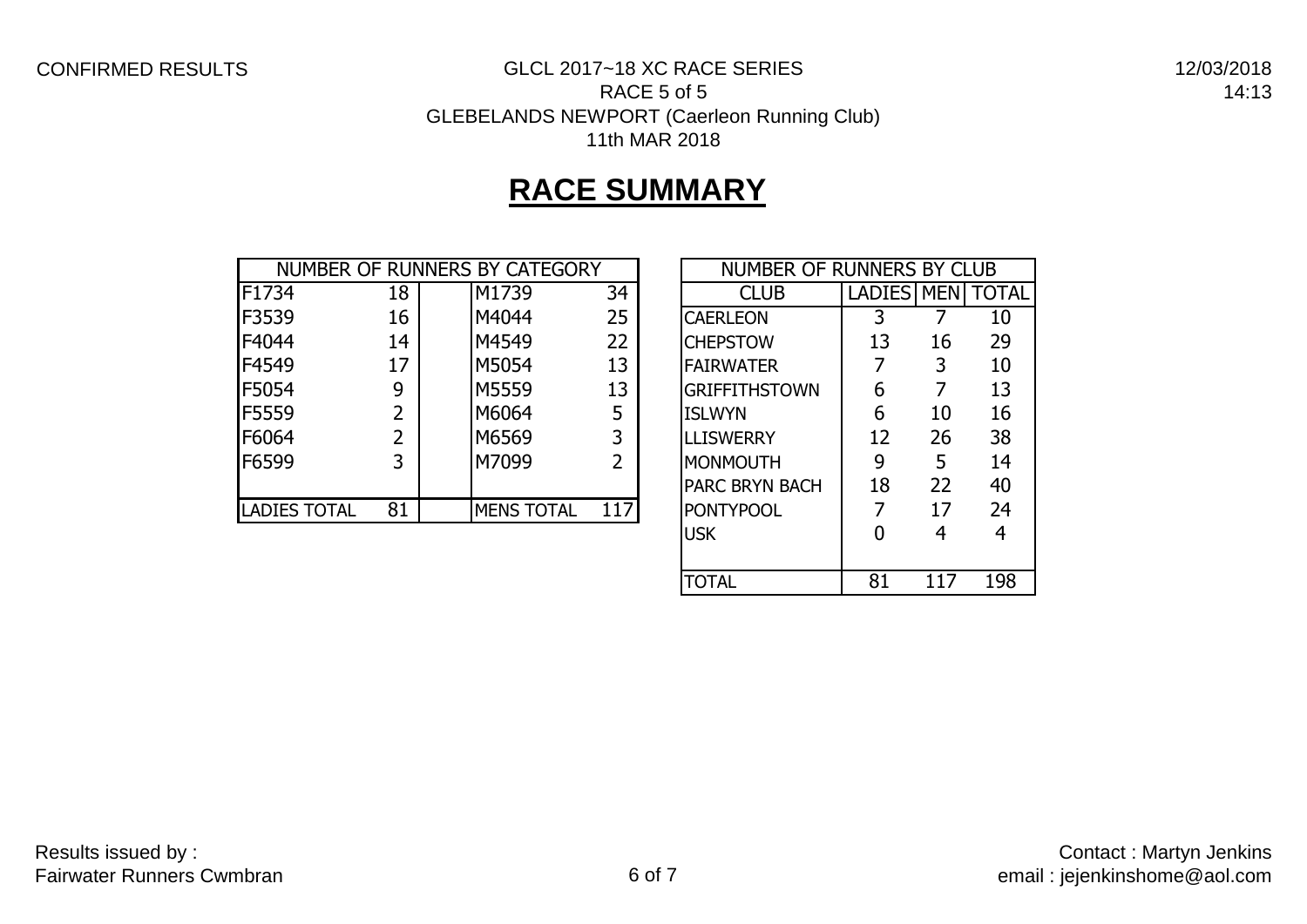CONFIRMED RESULTS

GLCL 2017~18 XC RACE SERIES
RACE 5 of 5
GLEBELANDS NEWPORT (Caerleon Running Club)
11th MAR 2018

12/03/2018
14:13

# RACE SUMMARY

| NUMBER OF RUNNERS BY CATEGORY | | | |
|---|---|---|---|
| F1734 | 18 | M1739 | 34 |
| F3539 | 16 | M4044 | 25 |
| F4044 | 14 | M4549 | 22 |
| F4549 | 17 | M5054 | 13 |
| F5054 | 9 | M5559 | 13 |
| F5559 | 2 | M6064 | 5 |
| F6064 | 2 | M6569 | 3 |
| F6599 | 3 | M7099 | 2 |
| | | | |
| LADIES TOTAL | 81 | MENS TOTAL | 117 |

| NUMBER OF RUNNERS BY CLUB | | | |
|---|---|---|---|
| CLUB | LADIES | MEN | TOTAL |
| CAERLEON | 3 | 7 | 10 |
| CHEPSTOW | 13 | 16 | 29 |
| FAIRWATER | 7 | 3 | 10 |
| GRIFFITHSTOWN | 6 | 7 | 13 |
| ISLWYN | 6 | 10 | 16 |
| LLISWERRY | 12 | 26 | 38 |
| MONMOUTH | 9 | 5 | 14 |
| PARC BRYN BACH | 18 | 22 | 40 |
| PONTYPOOL | 7 | 17 | 24 |
| USK | 0 | 4 | 4 |
| | | | |
| TOTAL | 81 | 117 | 198 |

Results issued by :
Fairwater Runners Cwmbran

Contact : Martyn Jenkins
email : jejenkinshome@aol.com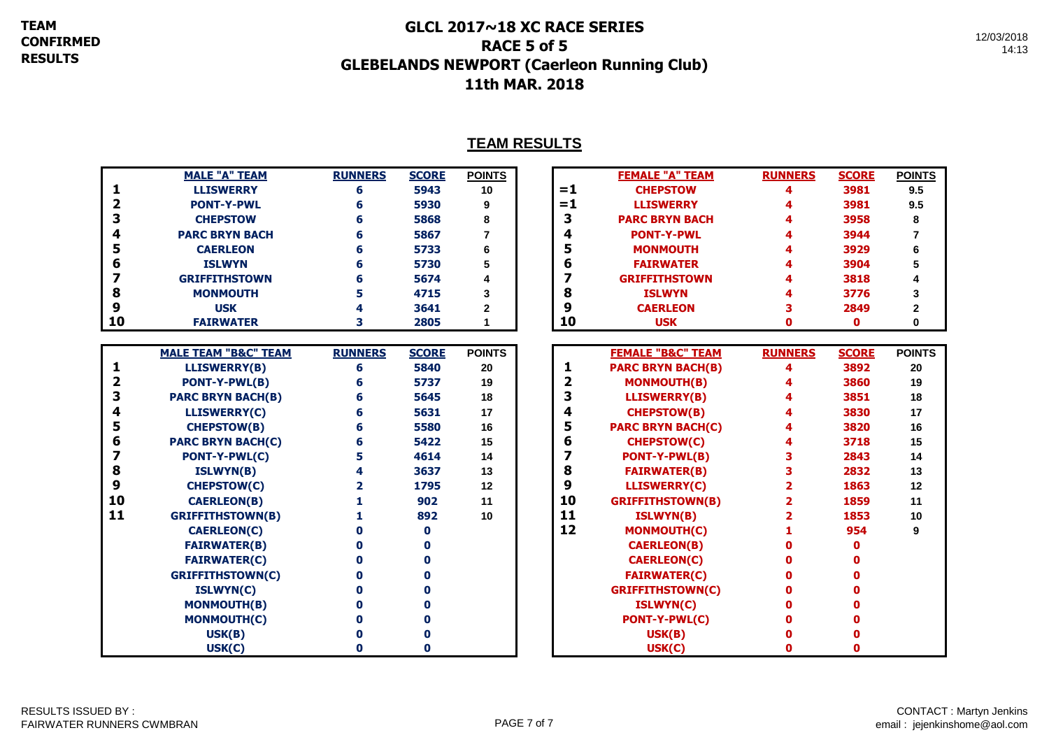TEAM CONFIRMED RESULTS

# GLCL 2017~18 XC RACE SERIES
# RACE 5 of 5
# GLEBELANDS NEWPORT (Caerleon Running Club)
# 11th MAR. 2018

12/03/2018 14:13

## TEAM RESULTS

| | MALE "A" TEAM | RUNNERS | SCORE | POINTS |
|---|---|---|---|---|
| 1 | LLISWERRY | 6 | 5943 | 10 |
| 2 | PONT-Y-PWL | 6 | 5930 | 9 |
| 3 | CHEPSTOW | 6 | 5868 | 8 |
| 4 | PARC BRYN BACH | 6 | 5867 | 7 |
| 5 | CAERLEON | 6 | 5733 | 6 |
| 6 | ISLWYN | 6 | 5730 | 5 |
| 7 | GRIFFITHSTOWN | 6 | 5674 | 4 |
| 8 | MONMOUTH | 5 | 4715 | 3 |
| 9 | USK | 4 | 3641 | 2 |
| 10 | FAIRWATER | 3 | 2805 | 1 |

| | FEMALE "A" TEAM | RUNNERS | SCORE | POINTS |
|---|---|---|---|---|
| =1 | CHEPSTOW | 4 | 3981 | 9.5 |
| =1 | LLISWERRY | 4 | 3981 | 9.5 |
| 3 | PARC BRYN BACH | 4 | 3958 | 8 |
| 4 | PONT-Y-PWL | 4 | 3944 | 7 |
| 5 | MONMOUTH | 4 | 3929 | 6 |
| 6 | FAIRWATER | 4 | 3904 | 5 |
| 7 | GRIFFITHSTOWN | 4 | 3818 | 4 |
| 8 | ISLWYN | 4 | 3776 | 3 |
| 9 | CAERLEON | 3 | 2849 | 2 |
| 10 | USK | 0 | 0 | 0 |

| | MALE TEAM "B&C" TEAM | RUNNERS | SCORE | POINTS |
|---|---|---|---|---|
| 1 | LLISWERRY(B) | 6 | 5840 | 20 |
| 2 | PONT-Y-PWL(B) | 6 | 5737 | 19 |
| 3 | PARC BRYN BACH(B) | 6 | 5645 | 18 |
| 4 | LLISWERRY(C) | 6 | 5631 | 17 |
| 5 | CHEPSTOW(B) | 6 | 5580 | 16 |
| 6 | PARC BRYN BACH(C) | 6 | 5422 | 15 |
| 7 | PONT-Y-PWL(C) | 5 | 4614 | 14 |
| 8 | ISLWYN(B) | 4 | 3637 | 13 |
| 9 | CHEPSTOW(C) | 2 | 1795 | 12 |
| 10 | CAERLEON(B) | 1 | 902 | 11 |
| 11 | GRIFFITHSTOWN(B) | 1 | 892 | 10 |
| | CAERLEON(C) | 0 | 0 | |
| | FAIRWATER(B) | 0 | 0 | |
| | FAIRWATER(C) | 0 | 0 | |
| | GRIFFITHSTOWN(C) | 0 | 0 | |
| | ISLWYN(C) | 0 | 0 | |
| | MONMOUTH(B) | 0 | 0 | |
| | MONMOUTH(C) | 0 | 0 | |
| | USK(B) | 0 | 0 | |
| | USK(C) | 0 | 0 | |

| | FEMALE "B&C" TEAM | RUNNERS | SCORE | POINTS |
|---|---|---|---|---|
| 1 | PARC BRYN BACH(B) | 4 | 3892 | 20 |
| 2 | MONMOUTH(B) | 4 | 3860 | 19 |
| 3 | LLISWERRY(B) | 4 | 3851 | 18 |
| 4 | CHEPSTOW(B) | 4 | 3830 | 17 |
| 5 | PARC BRYN BACH(C) | 4 | 3820 | 16 |
| 6 | CHEPSTOW(C) | 4 | 3718 | 15 |
| 7 | PONT-Y-PWL(B) | 3 | 2843 | 14 |
| 8 | FAIRWATER(B) | 3 | 2832 | 13 |
| 9 | LLISWERRY(C) | 2 | 1863 | 12 |
| 10 | GRIFFITHSTOWN(B) | 2 | 1859 | 11 |
| 11 | ISLWYN(B) | 2 | 1853 | 10 |
| 12 | MONMOUTH(C) | 1 | 954 | 9 |
| | CAERLEON(B) | 0 | 0 | |
| | CAERLEON(C) | 0 | 0 | |
| | FAIRWATER(C) | 0 | 0 | |
| | GRIFFITHSTOWN(C) | 0 | 0 | |
| | ISLWYN(C) | 0 | 0 | |
| | PONT-Y-PWL(C) | 0 | 0 | |
| | USK(B) | 0 | 0 | |
| | USK(C) | 0 | 0 | |

RESULTS ISSUED BY :
FAIRWATER RUNNERS CWMBRAN

CONTACT : Martyn Jenkins
email : jejenkinshome@aol.com